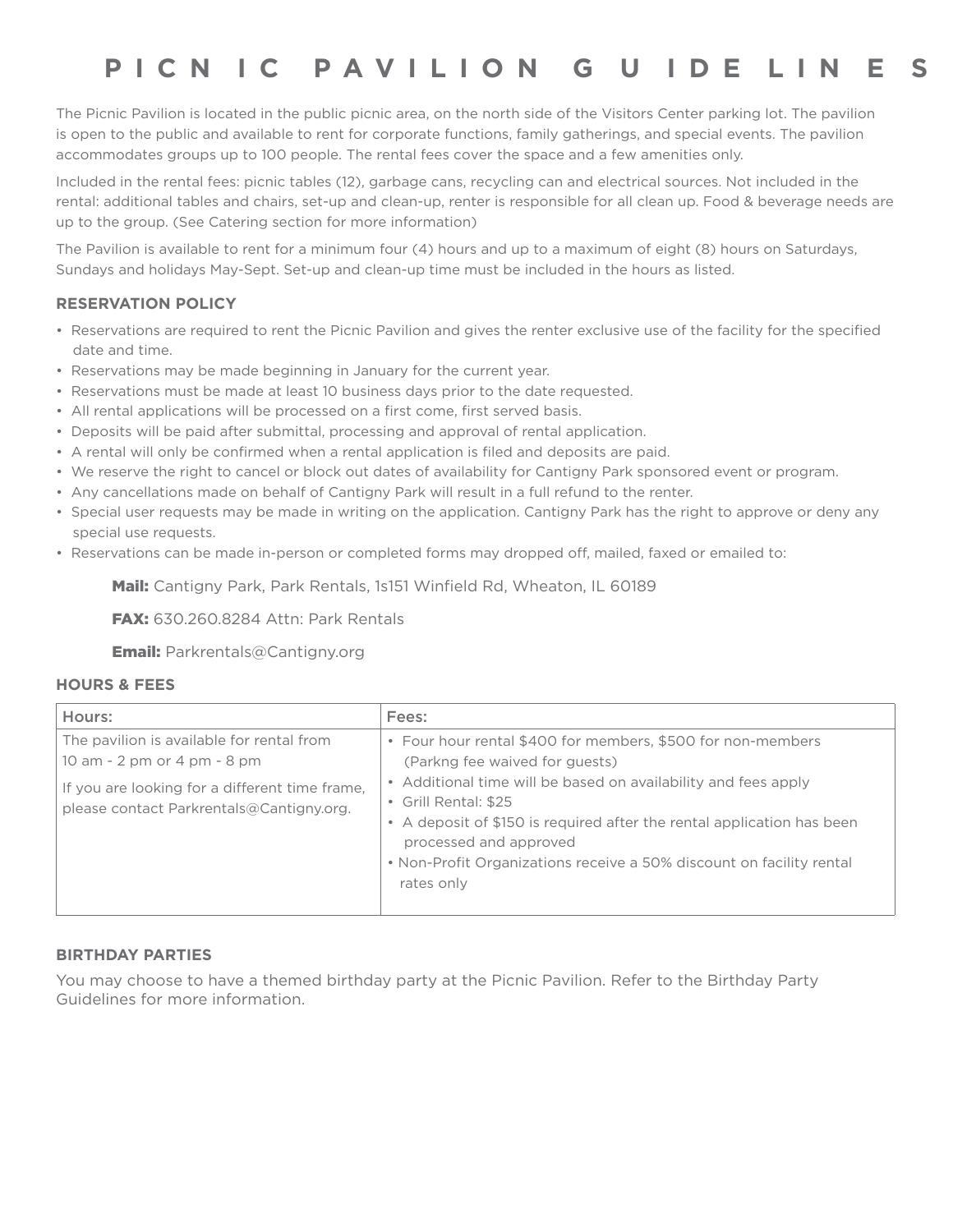# PICNIC PAVILION GUIDELINES

The Picnic Pavilion is located in the public picnic area, on the north side of the Visitors Center parking lot. The pavilion is open to the public and available to rent for corporate functions, family gatherings, and special events. The pavilion accommodates groups up to 100 people. The rental fees cover the space and a few amenities only.

Included in the rental fees: picnic tables (12), garbage cans, recycling can and electrical sources. Not included in the rental: additional tables and chairs, set-up and clean-up, renter is responsible for all clean up. Food & beverage needs are up to the group. (See Catering section for more information)

The Pavilion is available to rent for a minimum four (4) hours and up to a maximum of eight (8) hours on Saturdays, Sundays and holidays May-Sept. Set-up and clean-up time must be included in the hours as listed.

## RESERVATION POLICY

- Reservations are required to rent the Picnic Pavilion and gives the renter exclusive use of the facility for the specified date and time.
- Reservations may be made beginning in January for the current year.
- Reservations must be made at least 10 business days prior to the date requested.
- All rental applications will be processed on a first come, first served basis.
- Deposits will be paid after submittal, processing and approval of rental application.
- A rental will only be confirmed when a rental application is filed and deposits are paid.
- We reserve the right to cancel or block out dates of availability for Cantigny Park sponsored event or program.
- Any cancellations made on behalf of Cantigny Park will result in a full refund to the renter.
- Special user requests may be made in writing on the application. Cantigny Park has the right to approve or deny any special use requests.
- Reservations can be made in-person or completed forms may dropped off, mailed, faxed or emailed to:

**Mail:** Cantigny Park, Park Rentals, 1s151 Winfield Rd, Wheaton, IL 60189

**FAX:** 630.260.8284 Attn: Park Rentals

**Email:** Parkrentals@Cantigny.org

## HOURS & FEES

| Hours: | Fees: |
|---|---|
| The pavilion is available for rental from 10 am - 2 pm or 4 pm - 8 pm<br><br>If you are looking for a different time frame, please contact Parkrentals@Cantigny.org. | • Four hour rental $400 for members, $500 for non-members (Parkng fee waived for guests)<br>• Additional time will be based on availability and fees apply<br>• Grill Rental: $25<br>• A deposit of $150 is required after the rental application has been processed and approved<br>• Non-Profit Organizations receive a 50% discount on facility rental rates only |

## BIRTHDAY PARTIES

You may choose to have a themed birthday party at the Picnic Pavilion. Refer to the Birthday Party Guidelines for more information.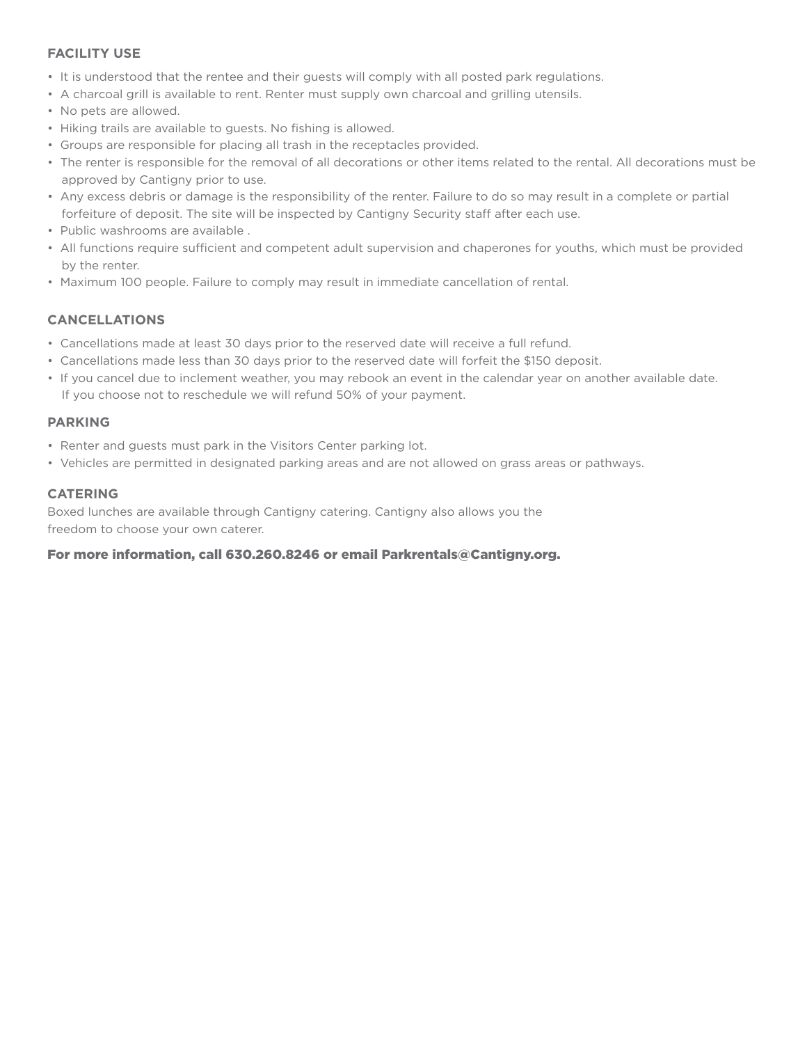## FACILITY USE

- It is understood that the rentee and their guests will comply with all posted park regulations.
- A charcoal grill is available to rent. Renter must supply own charcoal and grilling utensils.
- No pets are allowed.
- Hiking trails are available to guests. No fishing is allowed.
- Groups are responsible for placing all trash in the receptacles provided.
- The renter is responsible for the removal of all decorations or other items related to the rental. All decorations must be approved by Cantigny prior to use.
- Any excess debris or damage is the responsibility of the renter. Failure to do so may result in a complete or partial forfeiture of deposit. The site will be inspected by Cantigny Security staff after each use.
- Public washrooms are available .
- All functions require sufficient and competent adult supervision and chaperones for youths, which must be provided by the renter.
- Maximum 100 people. Failure to comply may result in immediate cancellation of rental.

## CANCELLATIONS

- Cancellations made at least 30 days prior to the reserved date will receive a full refund.
- Cancellations made less than 30 days prior to the reserved date will forfeit the $150 deposit.
- If you cancel due to inclement weather, you may rebook an event in the calendar year on another available date. If you choose not to reschedule we will refund 50% of your payment.

## PARKING

- Renter and guests must park in the Visitors Center parking lot.
- Vehicles are permitted in designated parking areas and are not allowed on grass areas or pathways.

## CATERING

Boxed lunches are available through Cantigny catering. Cantigny also allows you the freedom to choose your own caterer.

**For more information, call 630.260.8246 or email Parkrentals@Cantigny.org.**